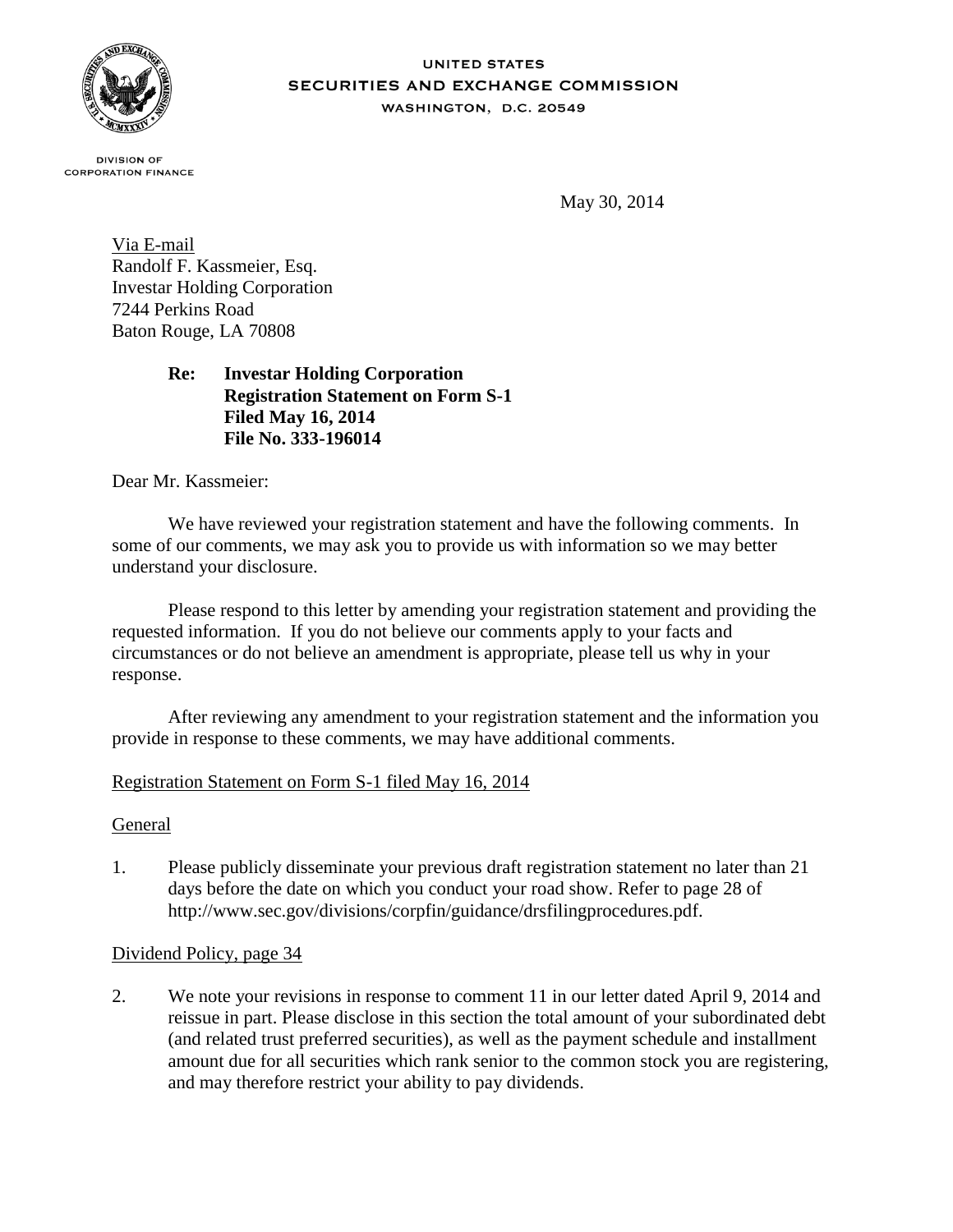UNITED STATES
SECURITIES AND EXCHANGE COMMISSION
WASHINGTON, D.C. 20549

DIVISION OF
CORPORATION FINANCE

May 30, 2014

Via E-mail
Randolf F. Kassmeier, Esq.
Investar Holding Corporation
7244 Perkins Road
Baton Rouge, LA 70808

**Re: Investar Holding Corporation**
**Registration Statement on Form S-1**
**Filed May 16, 2014**
**File No. 333-196014**

Dear Mr. Kassmeier:

We have reviewed your registration statement and have the following comments. In some of our comments, we may ask you to provide us with information so we may better understand your disclosure.

Please respond to this letter by amending your registration statement and providing the requested information. If you do not believe our comments apply to your facts and circumstances or do not believe an amendment is appropriate, please tell us why in your response.

After reviewing any amendment to your registration statement and the information you provide in response to these comments, we may have additional comments.

Registration Statement on Form S-1 filed May 16, 2014

General

1. Please publicly disseminate your previous draft registration statement no later than 21 days before the date on which you conduct your road show. Refer to page 28 of http://www.sec.gov/divisions/corpfin/guidance/drsfilingprocedures.pdf.

Dividend Policy, page 34

2. We note your revisions in response to comment 11 in our letter dated April 9, 2014 and reissue in part. Please disclose in this section the total amount of your subordinated debt (and related trust preferred securities), as well as the payment schedule and installment amount due for all securities which rank senior to the common stock you are registering, and may therefore restrict your ability to pay dividends.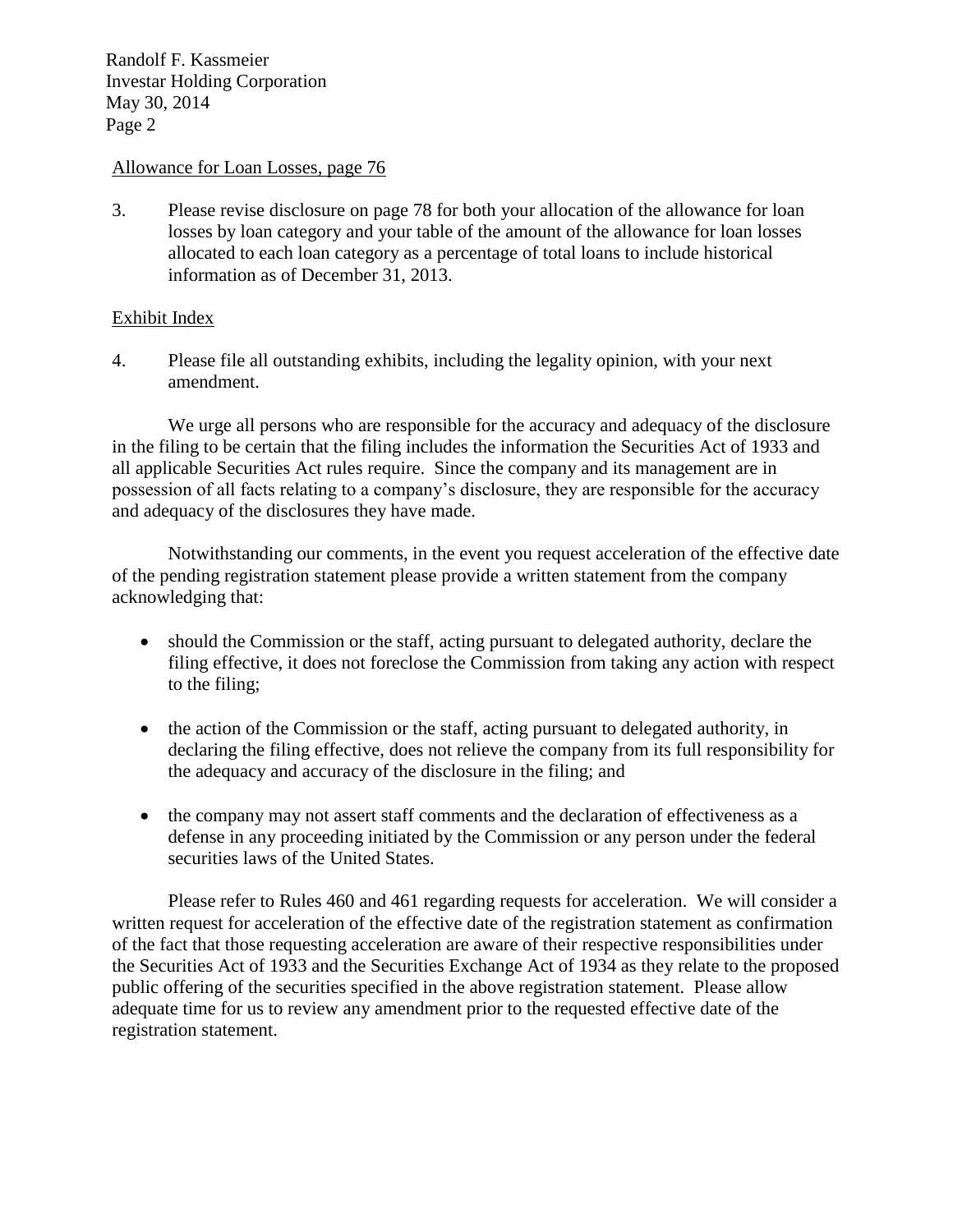Allowance for Loan Losses, page 76

3. Please revise disclosure on page 78 for both your allocation of the allowance for loan losses by loan category and your table of the amount of the allowance for loan losses allocated to each loan category as a percentage of total loans to include historical information as of December 31, 2013.

Exhibit Index

4. Please file all outstanding exhibits, including the legality opinion, with your next amendment.

We urge all persons who are responsible for the accuracy and adequacy of the disclosure in the filing to be certain that the filing includes the information the Securities Act of 1933 and all applicable Securities Act rules require. Since the company and its management are in possession of all facts relating to a company's disclosure, they are responsible for the accuracy and adequacy of the disclosures they have made.

Notwithstanding our comments, in the event you request acceleration of the effective date of the pending registration statement please provide a written statement from the company acknowledging that:

- should the Commission or the staff, acting pursuant to delegated authority, declare the filing effective, it does not foreclose the Commission from taking any action with respect to the filing;

- the action of the Commission or the staff, acting pursuant to delegated authority, in declaring the filing effective, does not relieve the company from its full responsibility for the adequacy and accuracy of the disclosure in the filing; and

- the company may not assert staff comments and the declaration of effectiveness as a defense in any proceeding initiated by the Commission or any person under the federal securities laws of the United States.

Please refer to Rules 460 and 461 regarding requests for acceleration. We will consider a written request for acceleration of the effective date of the registration statement as confirmation of the fact that those requesting acceleration are aware of their respective responsibilities under the Securities Act of 1933 and the Securities Exchange Act of 1934 as they relate to the proposed public offering of the securities specified in the above registration statement. Please allow adequate time for us to review any amendment prior to the requested effective date of the registration statement.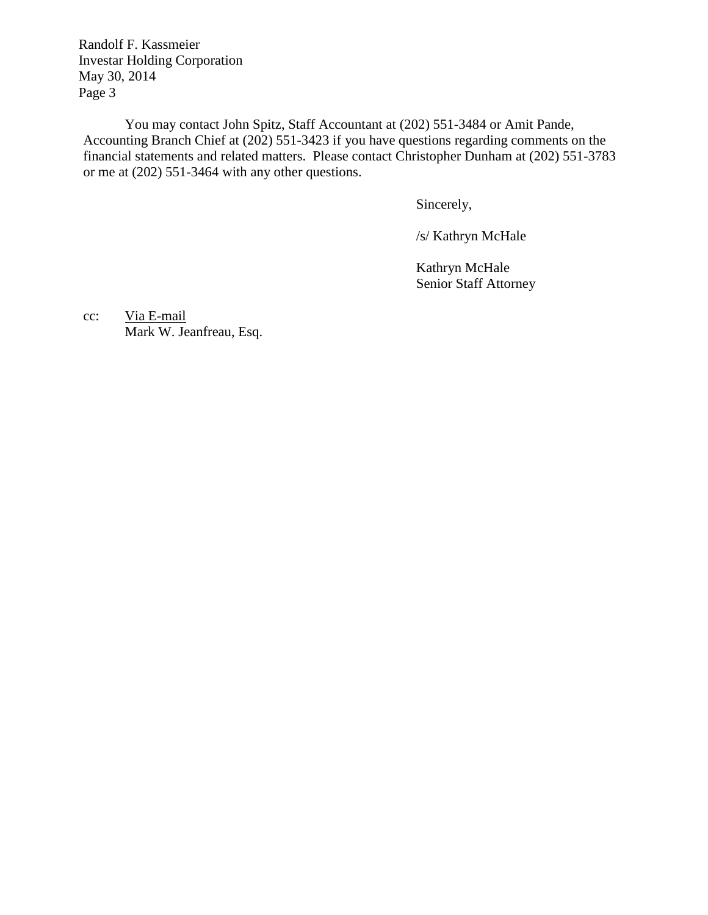You may contact John Spitz, Staff Accountant at (202) 551-3484 or Amit Pande, Accounting Branch Chief at (202) 551-3423 if you have questions regarding comments on the financial statements and related matters. Please contact Christopher Dunham at (202) 551-3783 or me at (202) 551-3464 with any other questions.

Sincerely,

/s/ Kathryn McHale

Kathryn McHale
Senior Staff Attorney

cc: Via E-mail
Mark W. Jeanfreau, Esq.